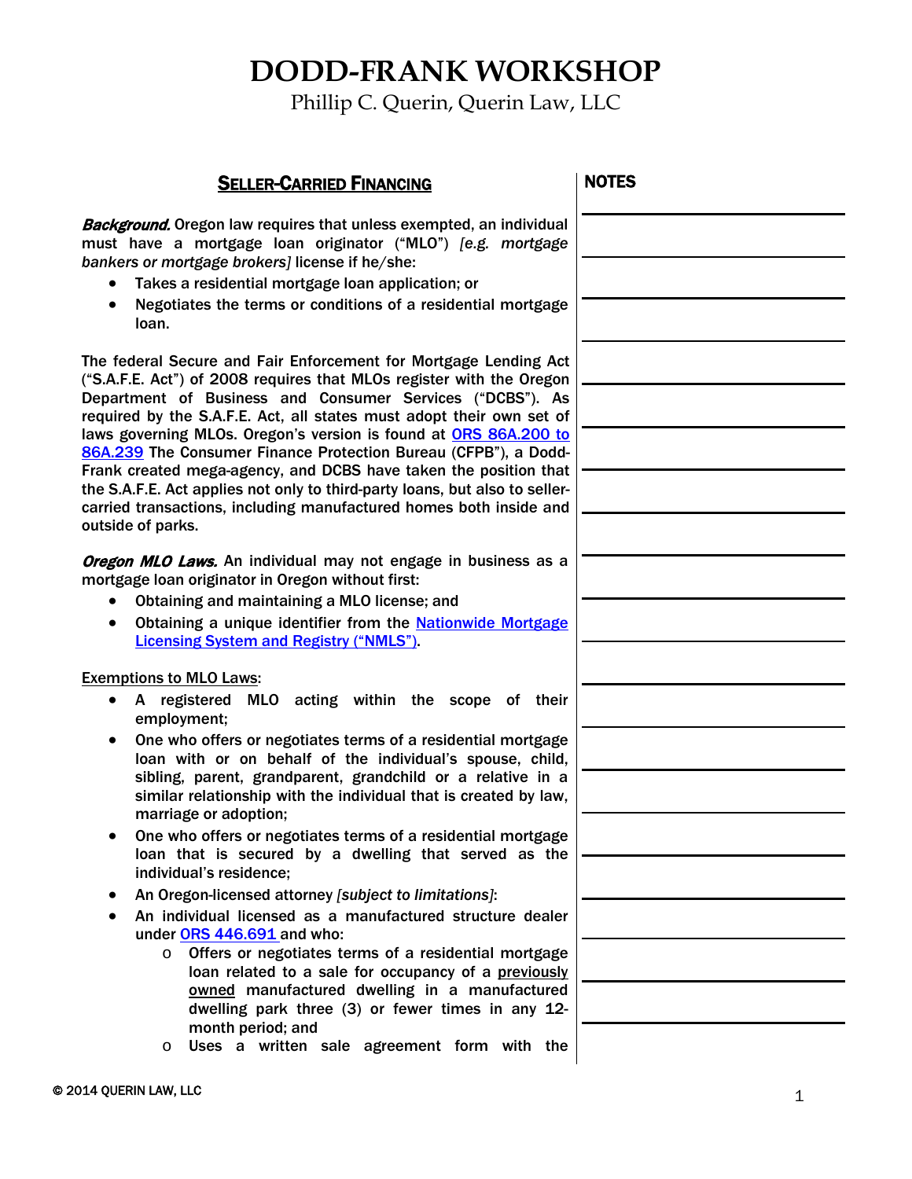# DODD-FRANK WORKSHOP

Phillip C. Querin, Querin Law, LLC

## SELLER-CARRIED FINANCING

**NOTES**

***Background.*** **Oregon law requires that unless exempted, an individual must have a mortgage loan originator ("MLO")** ***[e.g. mortgage bankers or mortgage brokers]*** **license if he/she:**

- **Takes a residential mortgage loan application; or**
- **Negotiates the terms or conditions of a residential mortgage loan.**

**The federal Secure and Fair Enforcement for Mortgage Lending Act ("S.A.F.E. Act") of 2008 requires that MLOs register with the Oregon Department of Business and Consumer Services ("DCBS"). As required by the S.A.F.E. Act, all states must adopt their own set of laws governing MLOs. Oregon's version is found at [ORS 86A.200 to 86A.239](ORS 86A.200 to 86A.239) The Consumer Finance Protection Bureau (CFPB"), a Dodd-Frank created mega-agency, and DCBS have taken the position that the S.A.F.E. Act applies not only to third-party loans, but also to seller-carried transactions, including manufactured homes both inside and outside of parks.**

***Oregon MLO Laws.*** **An individual may not engage in business as a mortgage loan originator in Oregon without first:**

- **Obtaining and maintaining a MLO license; and**
- **Obtaining a unique identifier from the Nationwide Mortgage Licensing System and Registry ("NMLS").**

**Exemptions to MLO Laws:**

- **A registered MLO acting within the scope of their employment;**
- **One who offers or negotiates terms of a residential mortgage loan with or on behalf of the individual's spouse, child, sibling, parent, grandparent, grandchild or a relative in a similar relationship with the individual that is created by law, marriage or adoption;**
- **One who offers or negotiates terms of a residential mortgage loan that is secured by a dwelling that served as the individual's residence;**
- **An Oregon-licensed attorney** ***[subject to limitations]*****:**
- **An individual licensed as a manufactured structure dealer under ORS 446.691 and who:**
  - **Offers or negotiates terms of a residential mortgage loan related to a sale for occupancy of a previously owned manufactured dwelling in a manufactured dwelling park three (3) or fewer times in any 12-month period; and**
  - **Uses a written sale agreement form with the**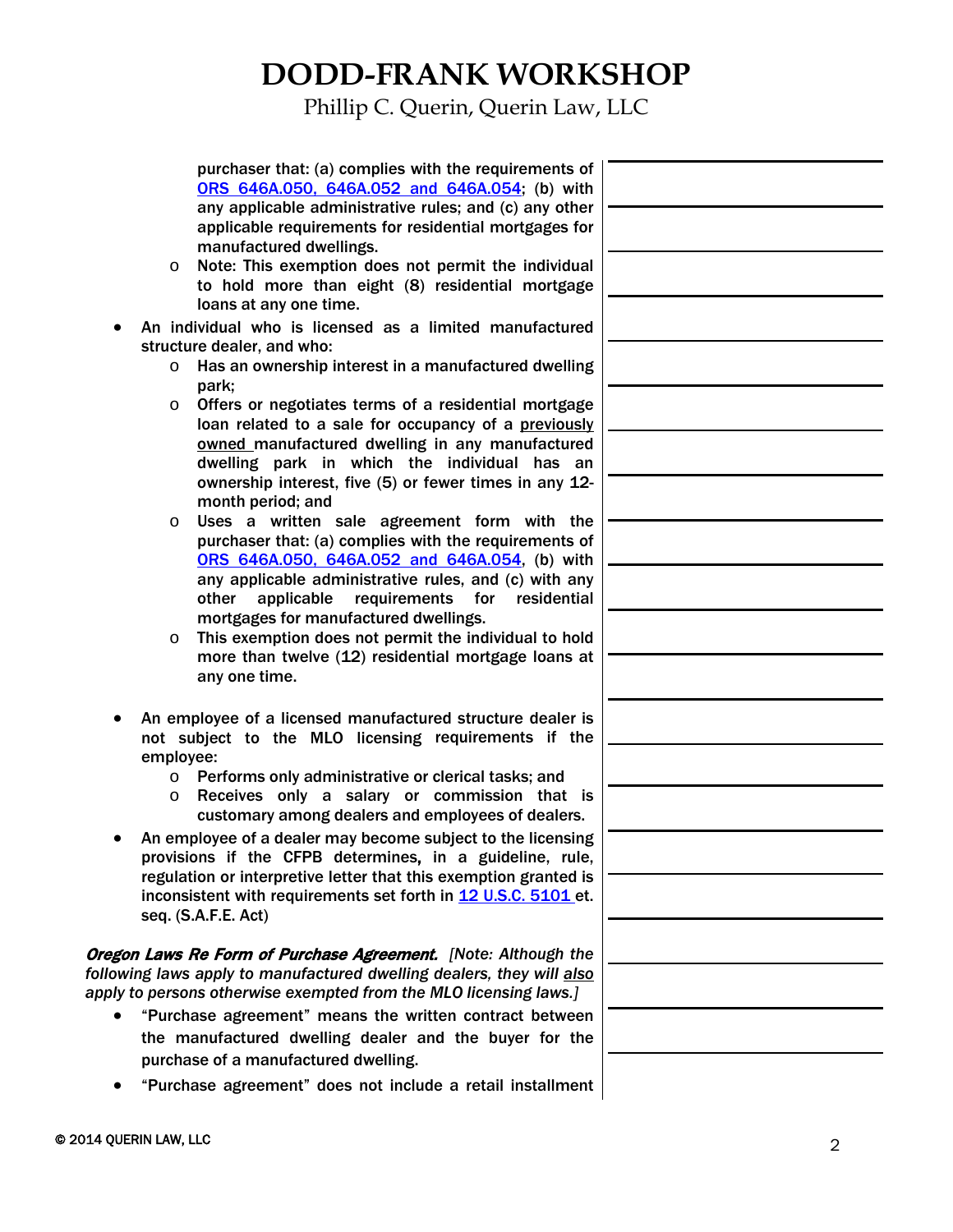purchaser that: (a) complies with the requirements of [ORS 646A.050, 646A.052 and 646A.054](); (b) with any applicable administrative rules; and (c) any other applicable requirements for residential mortgages for manufactured dwellings.
    - Note: This exemption does not permit the individual to hold more than eight (8) residential mortgage loans at any one time.
- An individual who is licensed as a limited manufactured structure dealer, and who:
    - Has an ownership interest in a manufactured dwelling park;
    - Offers or negotiates terms of a residential mortgage loan related to a sale for occupancy of a <u>previously owned</u> manufactured dwelling in any manufactured dwelling park in which the individual has an ownership interest, five (5) or fewer times in any 12-month period; and
    - Uses a written sale agreement form with the purchaser that: (a) complies with the requirements of [ORS 646A.050, 646A.052 and 646A.054](), (b) with any applicable administrative rules, and (c) with any other applicable requirements for residential mortgages for manufactured dwellings.
    - This exemption does not permit the individual to hold more than twelve (12) residential mortgage loans at any one time.

- An employee of a licensed manufactured structure dealer is not subject to the MLO licensing requirements if the employee:
    - Performs only administrative or clerical tasks; and
    - Receives only a salary or commission that is customary among dealers and employees of dealers.
- An employee of a dealer may become subject to the licensing provisions if the CFPB determines, in a guideline, rule, regulation or interpretive letter that this exemption granted is inconsistent with requirements set forth in [12 U.S.C. 5101]() et. seq. (S.A.F.E. Act)

***Oregon Laws Re Form of Purchase Agreement.*** *[Note: Although the following laws apply to manufactured dwelling dealers, they will <u>also</u> apply to persons otherwise exempted from the MLO licensing laws.]*

- "Purchase agreement" means the written contract between the manufactured dwelling dealer and the buyer for the purchase of a manufactured dwelling.
- "Purchase agreement" does not include a retail installment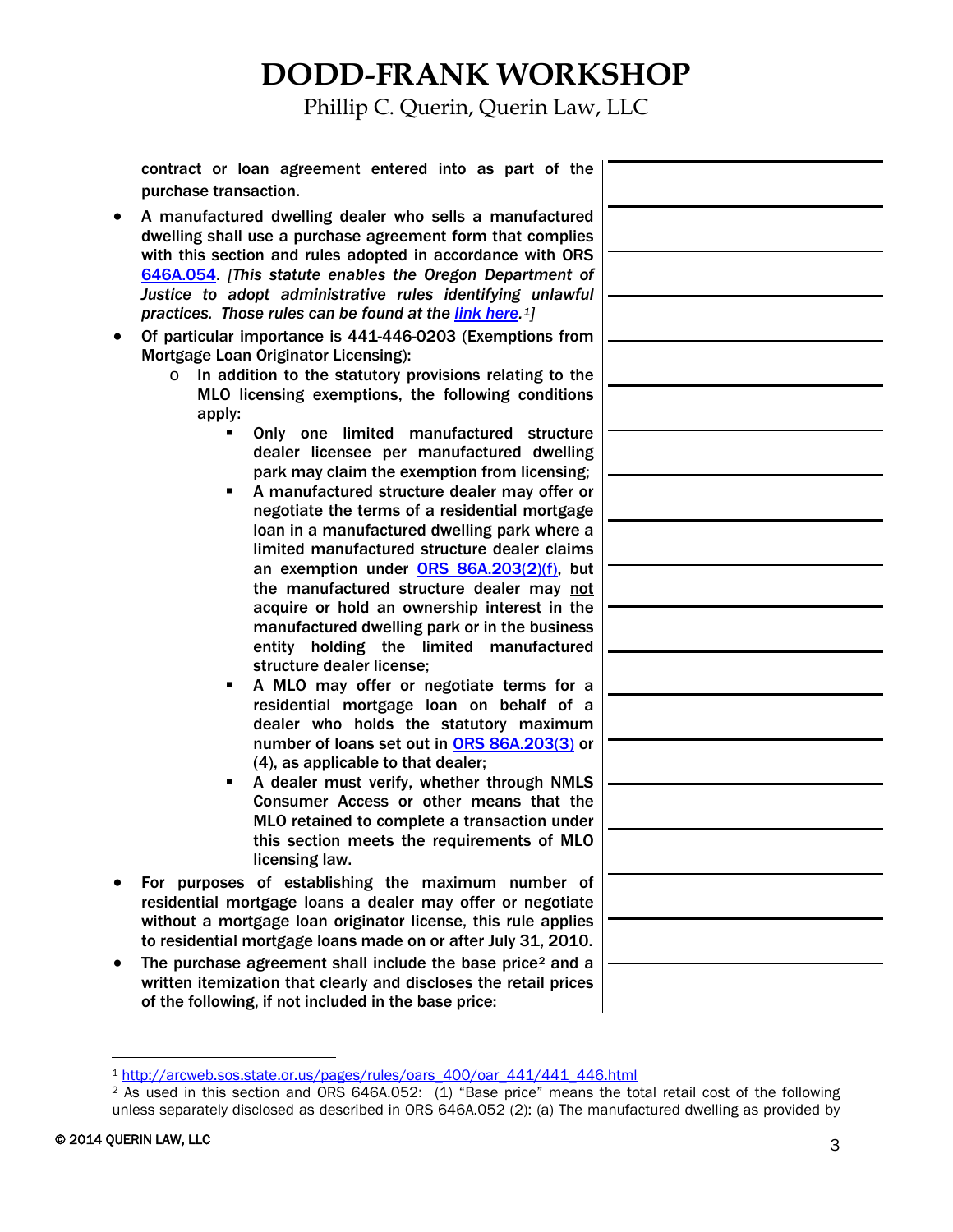contract or loan agreement entered into as part of the purchase transaction.

- A manufactured dwelling dealer who sells a manufactured dwelling shall use a purchase agreement form that complies with this section and rules adopted in accordance with ORS 646A.054. *[This statute enables the Oregon Department of Justice to adopt administrative rules identifying unlawful practices. Those rules can be found at the link here.[1]]*
- Of particular importance is 441-446-0203 (Exemptions from Mortgage Loan Originator Licensing):
  - In addition to the statutory provisions relating to the MLO licensing exemptions, the following conditions apply:
    - Only one limited manufactured structure dealer licensee per manufactured dwelling park may claim the exemption from licensing;
    - A manufactured structure dealer may offer or negotiate the terms of a residential mortgage loan in a manufactured dwelling park where a limited manufactured structure dealer claims an exemption under ORS 86A.203(2)(f), but the manufactured structure dealer may not acquire or hold an ownership interest in the manufactured dwelling park or in the business entity holding the limited manufactured structure dealer license;
    - A MLO may offer or negotiate terms for a residential mortgage loan on behalf of a dealer who holds the statutory maximum number of loans set out in ORS 86A.203(3) or (4), as applicable to that dealer;
    - A dealer must verify, whether through NMLS Consumer Access or other means that the MLO retained to complete a transaction under this section meets the requirements of MLO licensing law.
- For purposes of establishing the maximum number of residential mortgage loans a dealer may offer or negotiate without a mortgage loan originator license, this rule applies to residential mortgage loans made on or after July 31, 2010.
- The purchase agreement shall include the base price[2] and a written itemization that clearly and discloses the retail prices of the following, if not included in the base price:

---

[1] http://arcweb.sos.state.or.us/pages/rules/oars_400/oar_441/441_446.html

[2] As used in this section and ORS 646A.052: (1) "Base price" means the total retail cost of the following unless separately disclosed as described in ORS 646A.052 (2): (a) The manufactured dwelling as provided by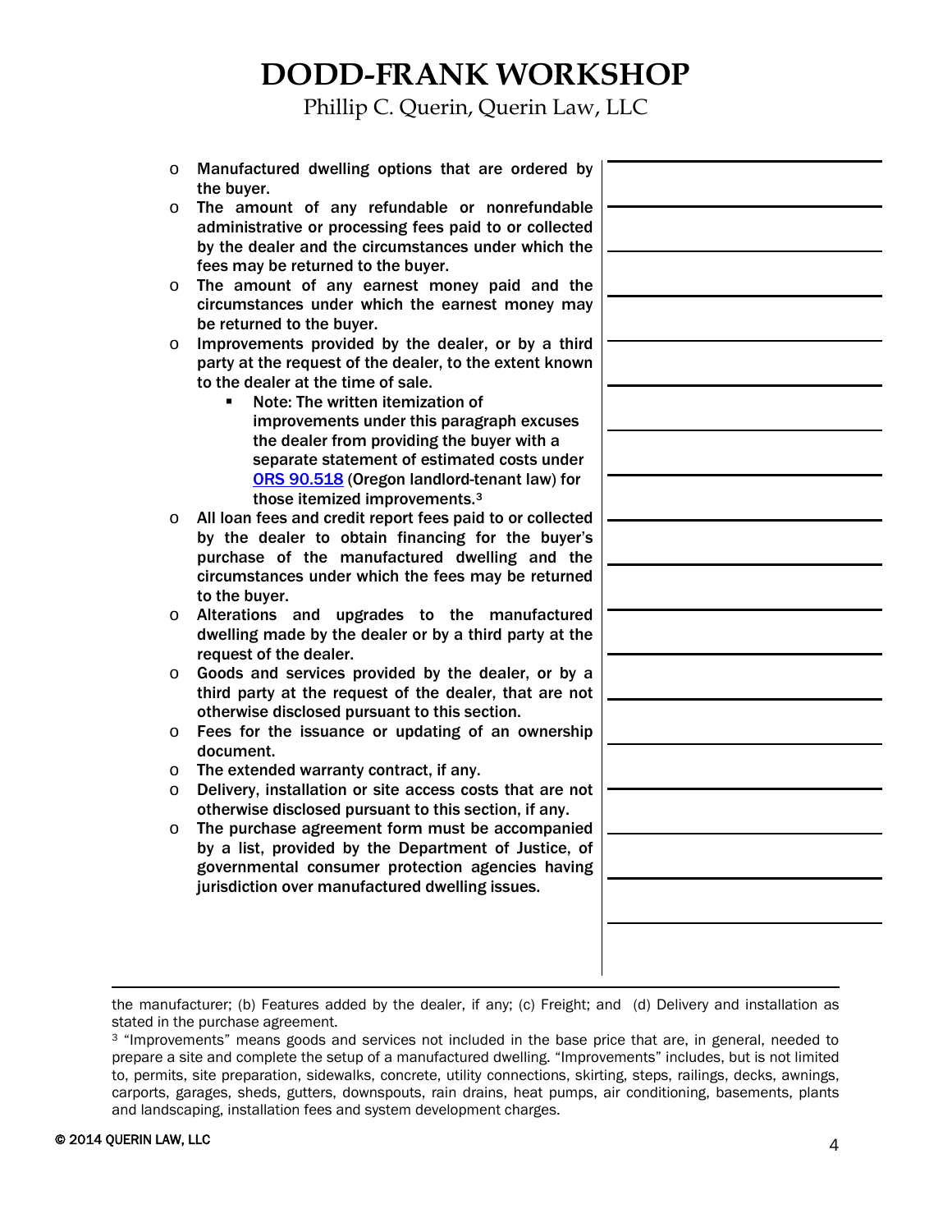- **Manufactured dwelling options that are ordered by the buyer.**
- **The amount of any refundable or nonrefundable administrative or processing fees paid to or collected by the dealer and the circumstances under which the fees may be returned to the buyer.**
- **The amount of any earnest money paid and the circumstances under which the earnest money may be returned to the buyer.**
- **Improvements provided by the dealer, or by a third party at the request of the dealer, to the extent known to the dealer at the time of sale.**
  - **Note: The written itemization of improvements under this paragraph excuses the dealer from providing the buyer with a separate statement of estimated costs under ORS 90.518 (Oregon landlord-tenant law) for those itemized improvements.**[3]
- **All loan fees and credit report fees paid to or collected by the dealer to obtain financing for the buyer's purchase of the manufactured dwelling and the circumstances under which the fees may be returned to the buyer.**
- **Alterations and upgrades to the manufactured dwelling made by the dealer or by a third party at the request of the dealer.**
- **Goods and services provided by the dealer, or by a third party at the request of the dealer, that are not otherwise disclosed pursuant to this section.**
- **Fees for the issuance or updating of an ownership document.**
- **The extended warranty contract, if any.**
- **Delivery, installation or site access costs that are not otherwise disclosed pursuant to this section, if any.**
- **The purchase agreement form must be accompanied by a list, provided by the Department of Justice, of governmental consumer protection agencies having jurisdiction over manufactured dwelling issues.**

---

the manufacturer; (b) Features added by the dealer, if any; (c) Freight; and (d) Delivery and installation as stated in the purchase agreement.

[3] "Improvements" means goods and services not included in the base price that are, in general, needed to prepare a site and complete the setup of a manufactured dwelling. "Improvements" includes, but is not limited to, permits, site preparation, sidewalks, concrete, utility connections, skirting, steps, railings, decks, awnings, carports, garages, sheds, gutters, downspouts, rain drains, heat pumps, air conditioning, basements, plants and landscaping, installation fees and system development charges.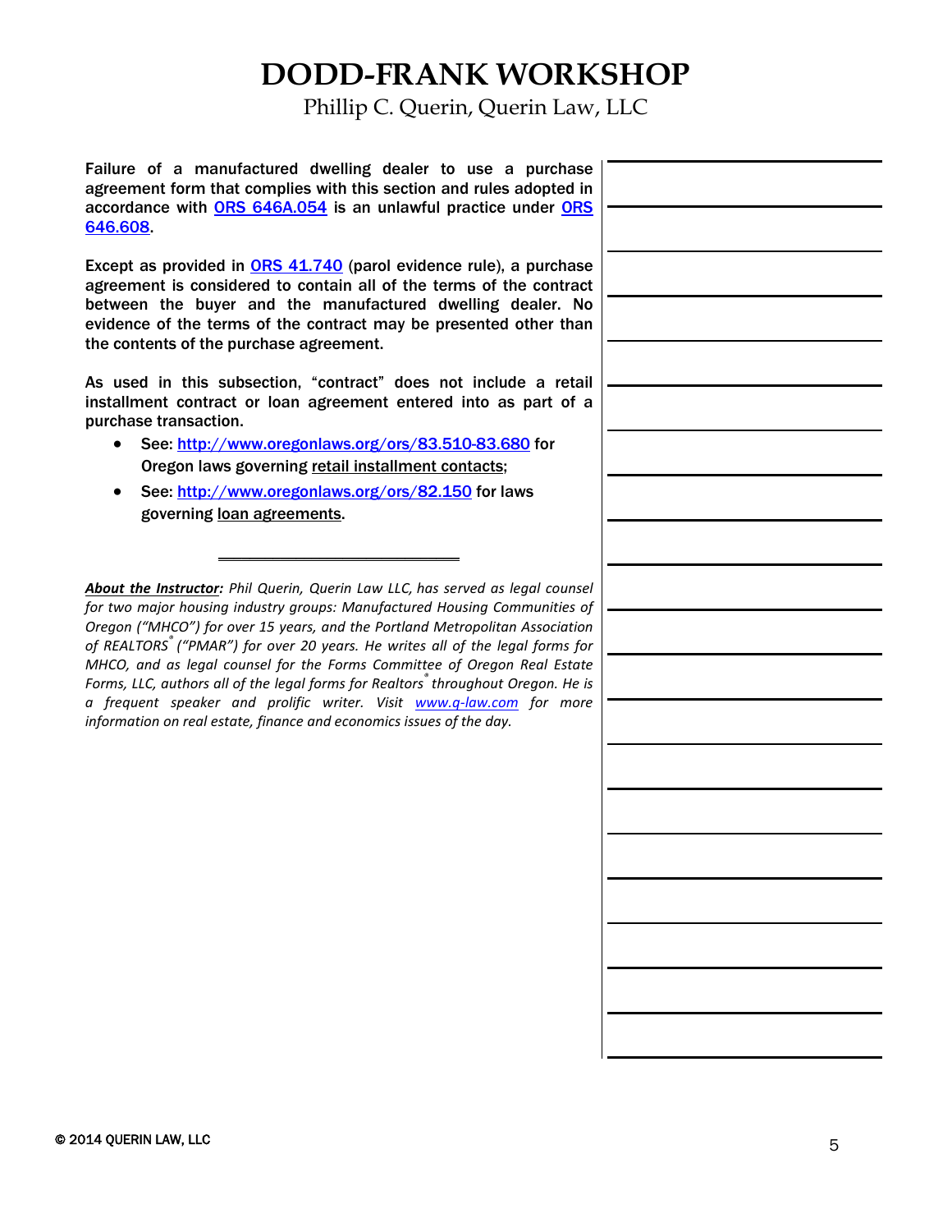Failure of a manufactured dwelling dealer to use a purchase agreement form that complies with this section and rules adopted in accordance with [ORS 646A.054](ORS 646A.054) is an unlawful practice under [ORS 646.608](ORS 646.608).

Except as provided in [ORS 41.740](ORS 41.740) (parol evidence rule), a purchase agreement is considered to contain all of the terms of the contract between the buyer and the manufactured dwelling dealer. No evidence of the terms of the contract may be presented other than the contents of the purchase agreement.

As used in this subsection, "contract" does not include a retail installment contract or loan agreement entered into as part of a purchase transaction.

- See: http://www.oregonlaws.org/ors/83.510-83.680 for Oregon laws governing retail installment contacts;
- See: http://www.oregonlaws.org/ors/82.150 for laws governing loan agreements.

---

***About the Instructor:*** *Phil Querin, Querin Law LLC, has served as legal counsel for two major housing industry groups: Manufactured Housing Communities of Oregon ("MHCO") for over 15 years, and the Portland Metropolitan Association of REALTORS® ("PMAR") for over 20 years. He writes all of the legal forms for MHCO, and as legal counsel for the Forms Committee of Oregon Real Estate Forms, LLC, authors all of the legal forms for Realtors® throughout Oregon. He is a frequent speaker and prolific writer. Visit www.q-law.com for more information on real estate, finance and economics issues of the day.*

© 2014 QUERIN LAW, LLC